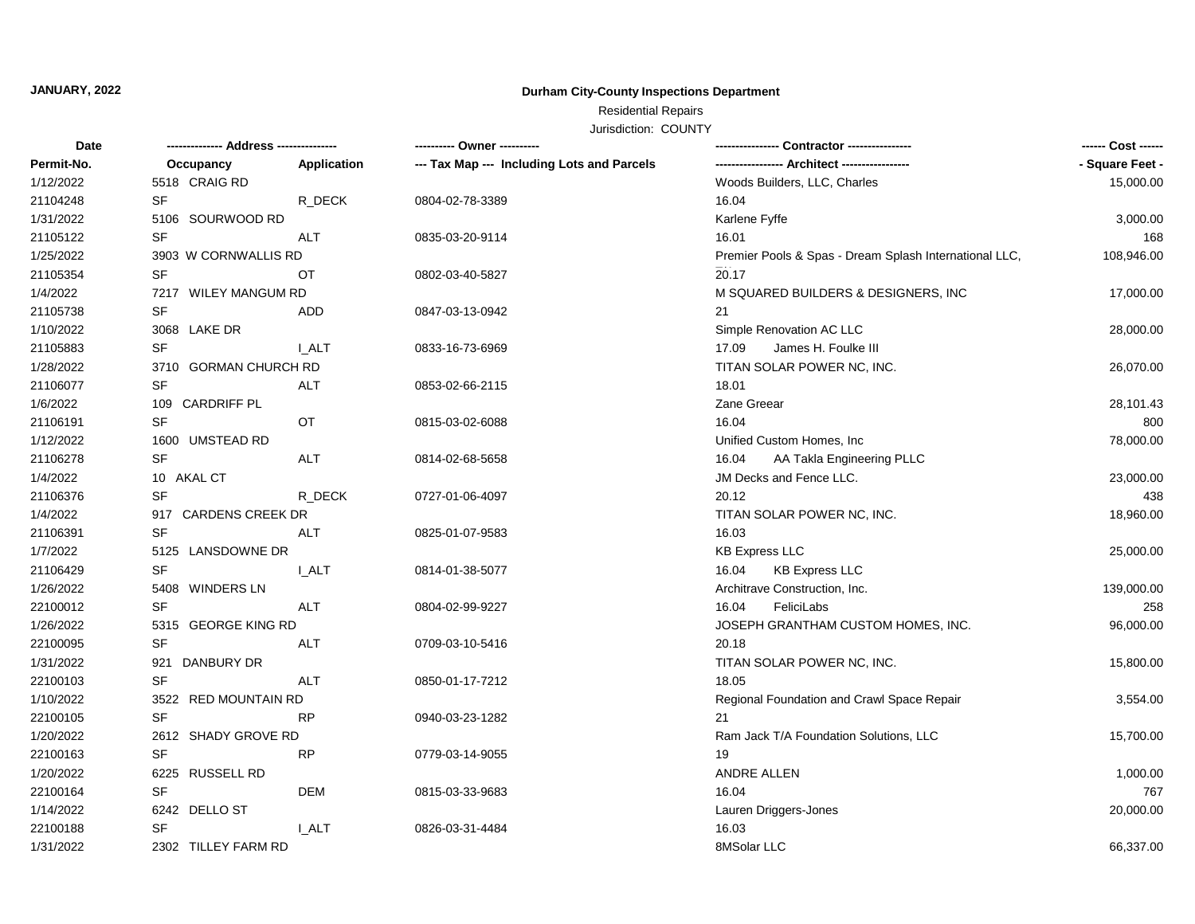**JANUARY, 2022**

**Durham City-County Inspections Department**

Residential Repairs

Jurisdiction: COUNTY

| Date / Permit-No. | Address / Occupancy | Application | Owner / Tax Map --- Including Lots and Parcels | Contractor / Architect | Cost / Square Feet |
|---|---|---|---|---|---|
| 1/12/2022 | 5518 CRAIG RD | | | Woods Builders, LLC, Charles | 15,000.00 |
| 21104248 | SF | R_DECK | 0804-02-78-3389 | 16.04 | |
| 1/31/2022 | 5106 SOURWOOD RD | | | Karlene Fyffe | 3,000.00 |
| 21105122 | SF | ALT | 0835-03-20-9114 | 16.01 | 168 |
| 1/25/2022 | 3903 W CORNWALLIS RD | | | Premier Pools & Spas - Dream Splash International LLC, | 108,946.00 |
| 21105354 | SF | OT | 0802-03-40-5827 | 20.17 | |
| 1/4/2022 | 7217 WILEY MANGUM RD | | | M SQUARED BUILDERS & DESIGNERS, INC | 17,000.00 |
| 21105738 | SF | ADD | 0847-03-13-0942 | 21 | |
| 1/10/2022 | 3068 LAKE DR | | | Simple Renovation AC LLC | 28,000.00 |
| 21105883 | SF | I_ALT | 0833-16-73-6969 | 17.09 James H. Foulke III | |
| 1/28/2022 | 3710 GORMAN CHURCH RD | | | TITAN SOLAR POWER NC, INC. | 26,070.00 |
| 21106077 | SF | ALT | 0853-02-66-2115 | 18.01 | |
| 1/6/2022 | 109 CARDRIFF PL | | | Zane Greear | 28,101.43 |
| 21106191 | SF | OT | 0815-03-02-6088 | 16.04 | 800 |
| 1/12/2022 | 1600 UMSTEAD RD | | | Unified Custom Homes, Inc | 78,000.00 |
| 21106278 | SF | ALT | 0814-02-68-5658 | 16.04 AA Takla Engineering PLLC | |
| 1/4/2022 | 10 AKAL CT | | | JM Decks and Fence LLC. | 23,000.00 |
| 21106376 | SF | R_DECK | 0727-01-06-4097 | 20.12 | 438 |
| 1/4/2022 | 917 CARDENS CREEK DR | | | TITAN SOLAR POWER NC, INC. | 18,960.00 |
| 21106391 | SF | ALT | 0825-01-07-9583 | 16.03 | |
| 1/7/2022 | 5125 LANSDOWNE DR | | | KB Express LLC | 25,000.00 |
| 21106429 | SF | I_ALT | 0814-01-38-5077 | 16.04 KB Express LLC | |
| 1/26/2022 | 5408 WINDERS LN | | | Architrave Construction, Inc. | 139,000.00 |
| 22100012 | SF | ALT | 0804-02-99-9227 | 16.04 FeliciLabs | 258 |
| 1/26/2022 | 5315 GEORGE KING RD | | | JOSEPH GRANTHAM CUSTOM HOMES, INC. | 96,000.00 |
| 22100095 | SF | ALT | 0709-03-10-5416 | 20.18 | |
| 1/31/2022 | 921 DANBURY DR | | | TITAN SOLAR POWER NC, INC. | 15,800.00 |
| 22100103 | SF | ALT | 0850-01-17-7212 | 18.05 | |
| 1/10/2022 | 3522 RED MOUNTAIN RD | | | Regional Foundation and Crawl Space Repair | 3,554.00 |
| 22100105 | SF | RP | 0940-03-23-1282 | 21 | |
| 1/20/2022 | 2612 SHADY GROVE RD | | | Ram Jack T/A Foundation Solutions, LLC | 15,700.00 |
| 22100163 | SF | RP | 0779-03-14-9055 | 19 | |
| 1/20/2022 | 6225 RUSSELL RD | | | ANDRE ALLEN | 1,000.00 |
| 22100164 | SF | DEM | 0815-03-33-9683 | 16.04 | 767 |
| 1/14/2022 | 6242 DELLO ST | | | Lauren Driggers-Jones | 20,000.00 |
| 22100188 | SF | I_ALT | 0826-03-31-4484 | 16.03 | |
| 1/31/2022 | 2302 TILLEY FARM RD | | | 8MSolar LLC | 66,337.00 |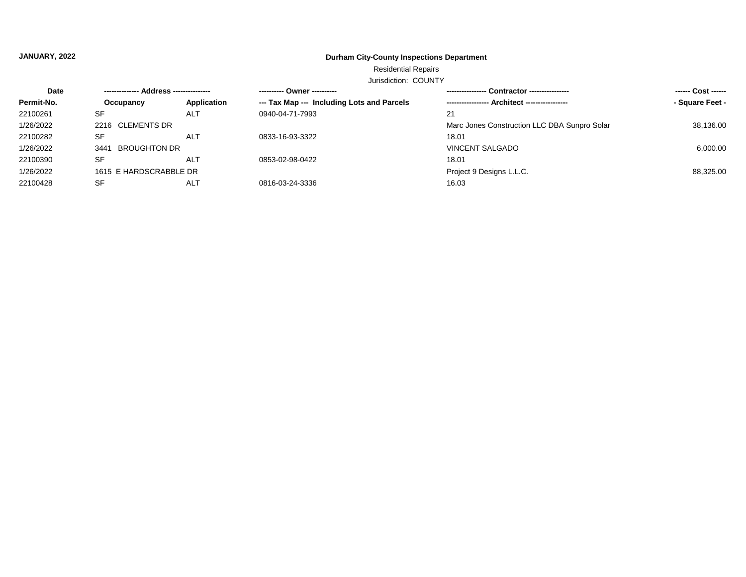**JANUARY, 2022**

**Durham City-County Inspections Department**

Residential Repairs

Jurisdiction: COUNTY

| Date<br>Permit-No. | ------------- Address --------------<br>Occupancy | <br>Application | ---------- Owner ----------<br>--- Tax Map --- Including Lots and Parcels | ---------------- Contractor ----------------<br>----------------- Architect ----------------- | ------ Cost ------<br>- Square Feet - |
|---|---|---|---|---|---|
| 22100261 | SF | ALT | 0940-04-71-7993 | 21 | |
| 1/26/2022 | 2216 CLEMENTS DR | | | Marc Jones Construction LLC DBA Sunpro Solar | 38,136.00 |
| 22100282 | SF | ALT | 0833-16-93-3322 | 18.01 | |
| 1/26/2022 | 3441 BROUGHTON DR | | | VINCENT SALGADO | 6,000.00 |
| 22100390 | SF | ALT | 0853-02-98-0422 | 18.01 | |
| 1/26/2022 | 1615 E HARDSCRABBLE DR | | | Project 9 Designs L.L.C. | 88,325.00 |
| 22100428 | SF | ALT | 0816-03-24-3336 | 16.03 | |